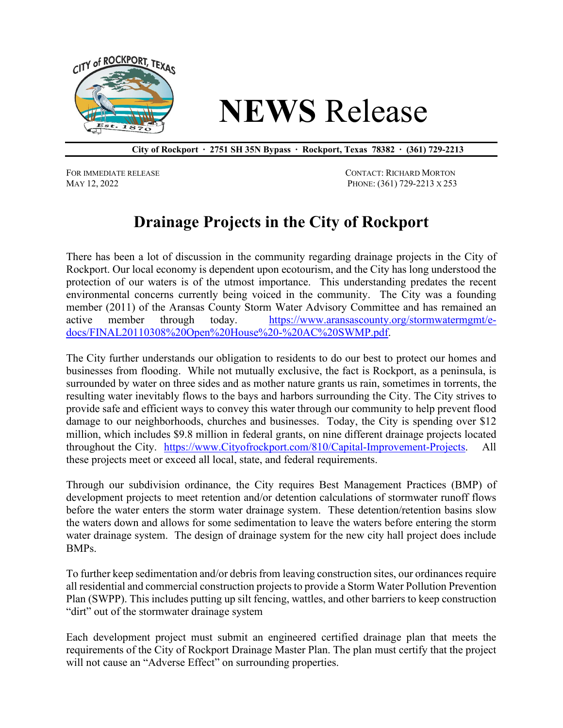# NEWS Release

**City of Rockport · 2751 SH 35N Bypass · Rockport, Texas 78382 · (361) 729-2213**

FOR IMMEDIATE RELEASE
MAY 12, 2022

CONTACT: RICHARD MORTON
PHONE: (361) 729-2213 X 253

## Drainage Projects in the City of Rockport

There has been a lot of discussion in the community regarding drainage projects in the City of Rockport. Our local economy is dependent upon ecotourism, and the City has long understood the protection of our waters is of the utmost importance. This understanding predates the recent environmental concerns currently being voiced in the community. The City was a founding member (2011) of the Aransas County Storm Water Advisory Committee and has remained an active member through today. https://www.aransascounty.org/stormwatermgmt/e-docs/FINAL20110308%20Open%20House%20-%20AC%20SWMP.pdf.

The City further understands our obligation to residents to do our best to protect our homes and businesses from flooding. While not mutually exclusive, the fact is Rockport, as a peninsula, is surrounded by water on three sides and as mother nature grants us rain, sometimes in torrents, the resulting water inevitably flows to the bays and harbors surrounding the City. The City strives to provide safe and efficient ways to convey this water through our community to help prevent flood damage to our neighborhoods, churches and businesses. Today, the City is spending over $12 million, which includes $9.8 million in federal grants, on nine different drainage projects located throughout the City. https://www.Cityofrockport.com/810/Capital-Improvement-Projects. All these projects meet or exceed all local, state, and federal requirements.

Through our subdivision ordinance, the City requires Best Management Practices (BMP) of development projects to meet retention and/or detention calculations of stormwater runoff flows before the water enters the storm water drainage system. These detention/retention basins slow the waters down and allows for some sedimentation to leave the waters before entering the storm water drainage system. The design of drainage system for the new city hall project does include BMPs.

To further keep sedimentation and/or debris from leaving construction sites, our ordinances require all residential and commercial construction projects to provide a Storm Water Pollution Prevention Plan (SWPP). This includes putting up silt fencing, wattles, and other barriers to keep construction "dirt" out of the stormwater drainage system

Each development project must submit an engineered certified drainage plan that meets the requirements of the City of Rockport Drainage Master Plan. The plan must certify that the project will not cause an "Adverse Effect" on surrounding properties.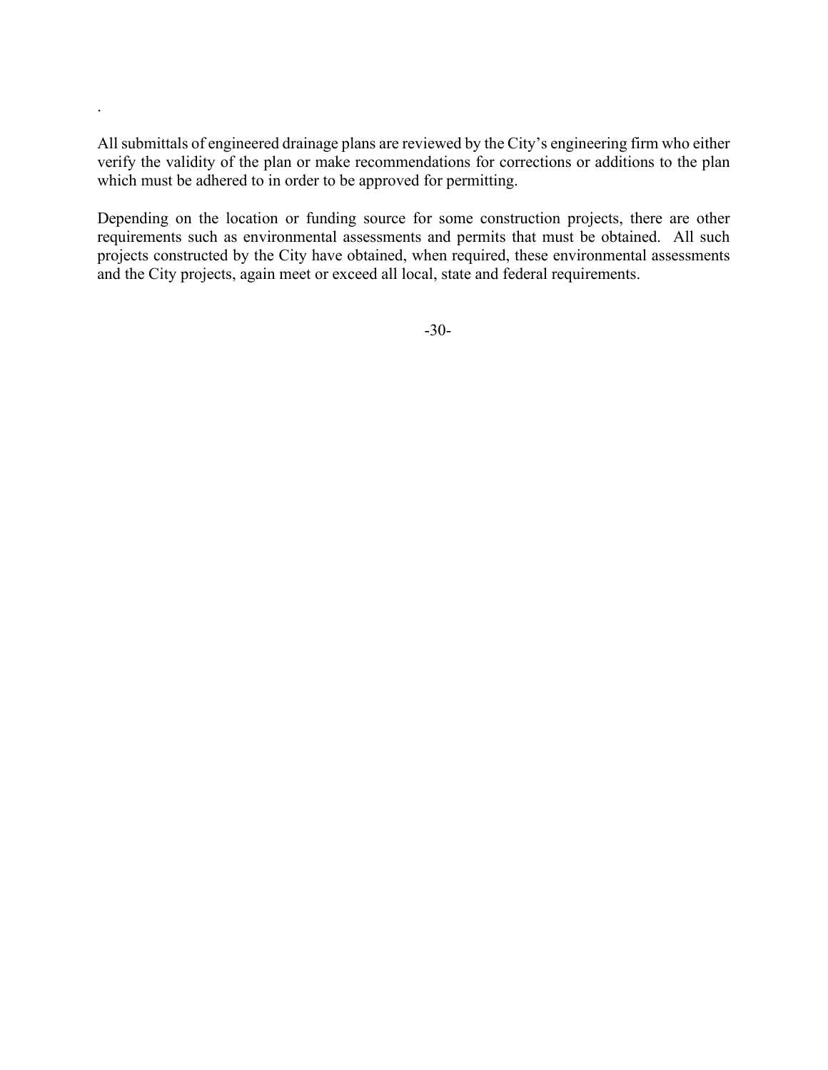.

All submittals of engineered drainage plans are reviewed by the City's engineering firm who either verify the validity of the plan or make recommendations for corrections or additions to the plan which must be adhered to in order to be approved for permitting.

Depending on the location or funding source for some construction projects, there are other requirements such as environmental assessments and permits that must be obtained. All such projects constructed by the City have obtained, when required, these environmental assessments and the City projects, again meet or exceed all local, state and federal requirements.

-30-